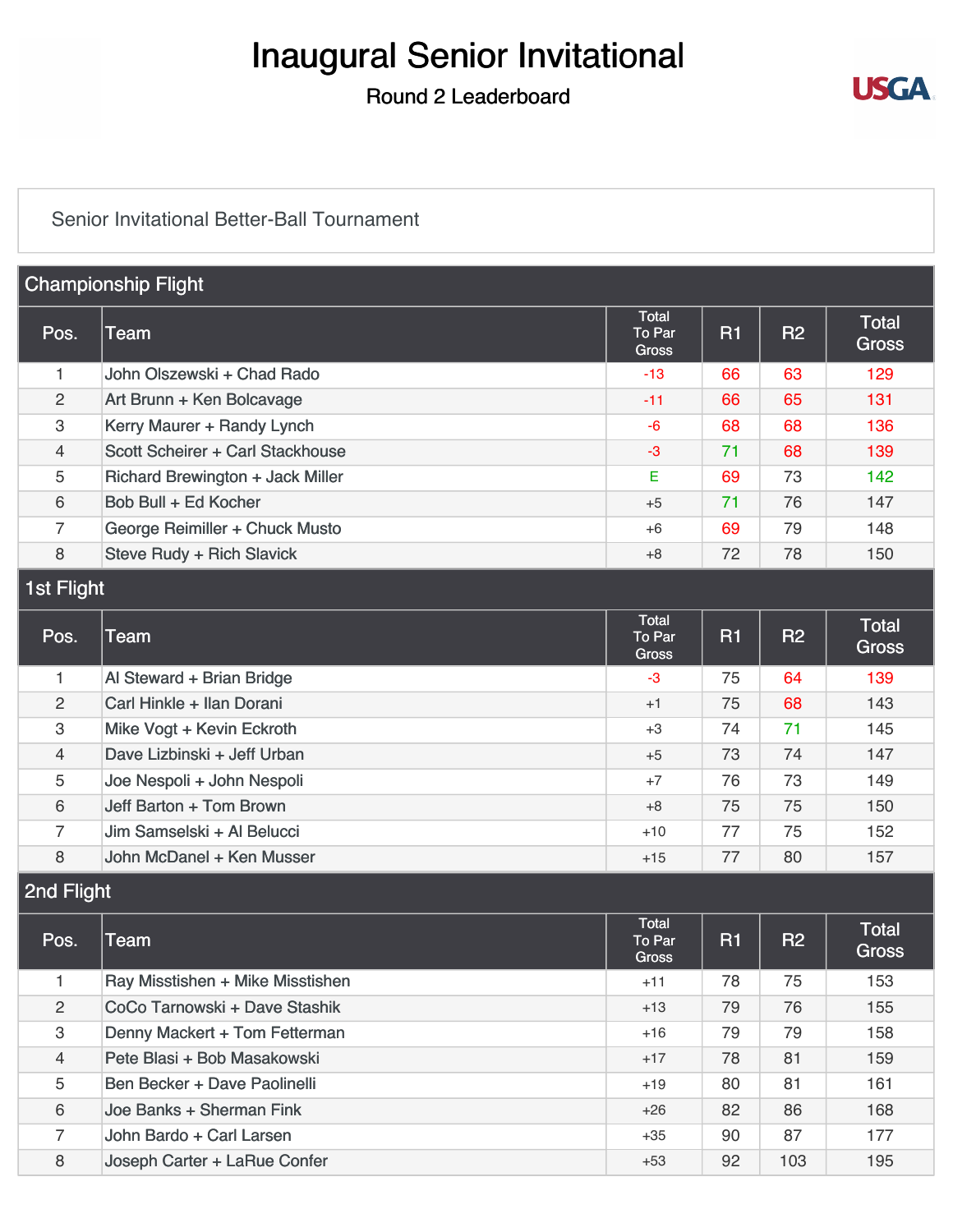# Inaugural Senior Invitational

## Round 2 Leaderboard

Senior Invitational Better-Ball Tournament

### Championship Flight

| Pos. | Team | Total To Par Gross | R1 | R2 | Total Gross |
|---|---|---|---|---|---|
| 1 | John Olszewski + Chad Rado | -13 | 66 | 63 | 129 |
| 2 | Art Brunn + Ken Bolcavage | -11 | 66 | 65 | 131 |
| 3 | Kerry Maurer + Randy Lynch | -6 | 68 | 68 | 136 |
| 4 | Scott Scheirer + Carl Stackhouse | -3 | 71 | 68 | 139 |
| 5 | Richard Brewington + Jack Miller | E | 69 | 73 | 142 |
| 6 | Bob Bull + Ed Kocher | +5 | 71 | 76 | 147 |
| 7 | George Reimiller + Chuck Musto | +6 | 69 | 79 | 148 |
| 8 | Steve Rudy + Rich Slavick | +8 | 72 | 78 | 150 |

### 1st Flight

| Pos. | Team | Total To Par Gross | R1 | R2 | Total Gross |
|---|---|---|---|---|---|
| 1 | Al Steward + Brian Bridge | -3 | 75 | 64 | 139 |
| 2 | Carl Hinkle + Ilan Dorani | +1 | 75 | 68 | 143 |
| 3 | Mike Vogt + Kevin Eckroth | +3 | 74 | 71 | 145 |
| 4 | Dave Lizbinski + Jeff Urban | +5 | 73 | 74 | 147 |
| 5 | Joe Nespoli + John Nespoli | +7 | 76 | 73 | 149 |
| 6 | Jeff Barton + Tom Brown | +8 | 75 | 75 | 150 |
| 7 | Jim Samselski + Al Belucci | +10 | 77 | 75 | 152 |
| 8 | John McDanel + Ken Musser | +15 | 77 | 80 | 157 |

### 2nd Flight

| Pos. | Team | Total To Par Gross | R1 | R2 | Total Gross |
|---|---|---|---|---|---|
| 1 | Ray Misstishen + Mike Misstishen | +11 | 78 | 75 | 153 |
| 2 | CoCo Tarnowski + Dave Stashik | +13 | 79 | 76 | 155 |
| 3 | Denny Mackert + Tom Fetterman | +16 | 79 | 79 | 158 |
| 4 | Pete Blasi + Bob Masakowski | +17 | 78 | 81 | 159 |
| 5 | Ben Becker + Dave Paolinelli | +19 | 80 | 81 | 161 |
| 6 | Joe Banks + Sherman Fink | +26 | 82 | 86 | 168 |
| 7 | John Bardo + Carl Larsen | +35 | 90 | 87 | 177 |
| 8 | Joseph Carter + LaRue Confer | +53 | 92 | 103 | 195 |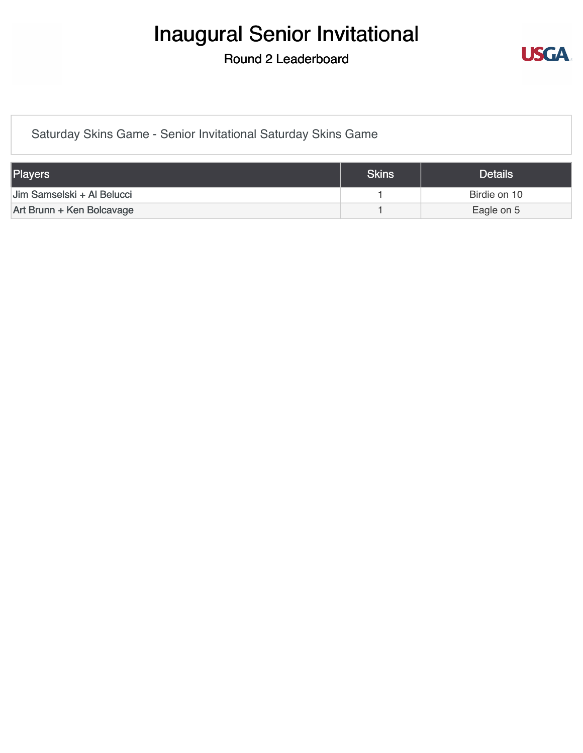# Inaugural Senior Invitational

## Round 2 Leaderboard

Saturday Skins Game - Senior Invitational Saturday Skins Game

| Players | Skins | Details |
|---|---|---|
| Jim Samselski + Al Belucci | 1 | Birdie on 10 |
| Art Brunn + Ken Bolcavage | 1 | Eagle on 5 |